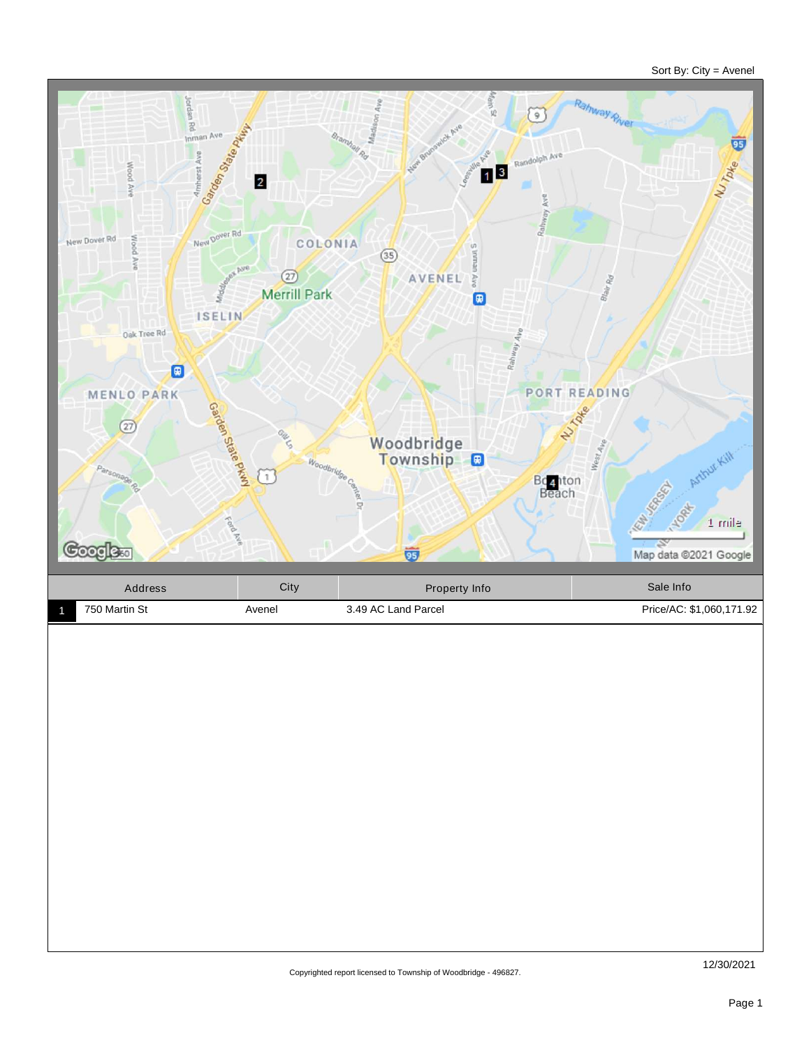Sort By: City = Avenel

| | Address | City | Property Info | Sale Info |
|---|---|---|---|---|
| 1 | 750 Martin St | Avenel | 3.49 AC Land Parcel | Price/AC: $1,060,171.92 |

Copyrighted report licensed to Township of Woodbridge - 496827.

12/30/2021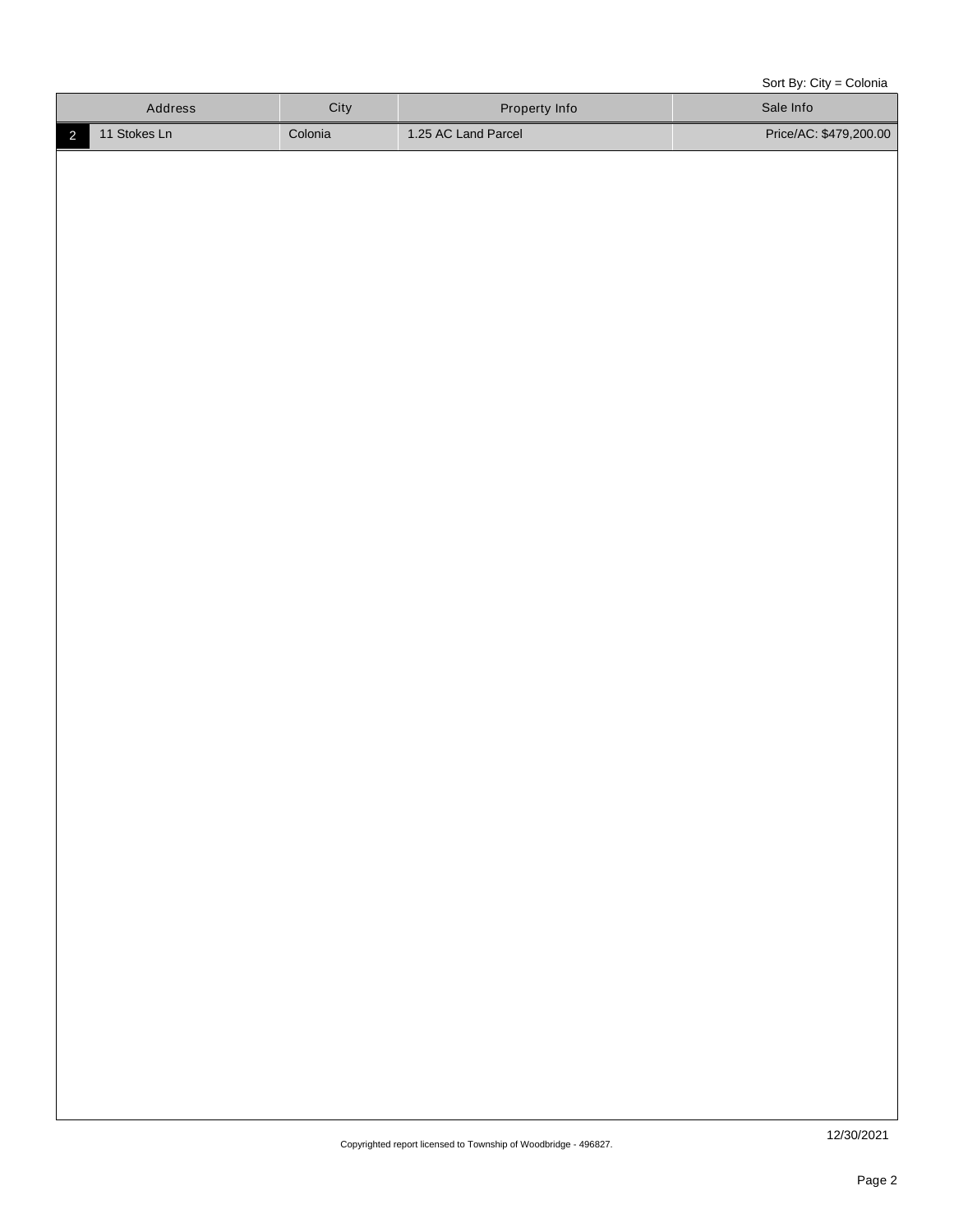Sort By: City = Colonia

| | Address | City | Property Info | Sale Info |
|---|---|---|---|---|
| 2 | 11 Stokes Ln | Colonia | 1.25 AC Land Parcel | Price/AC: $479,200.00 |

Copyrighted report licensed to Township of Woodbridge - 496827.

12/30/2021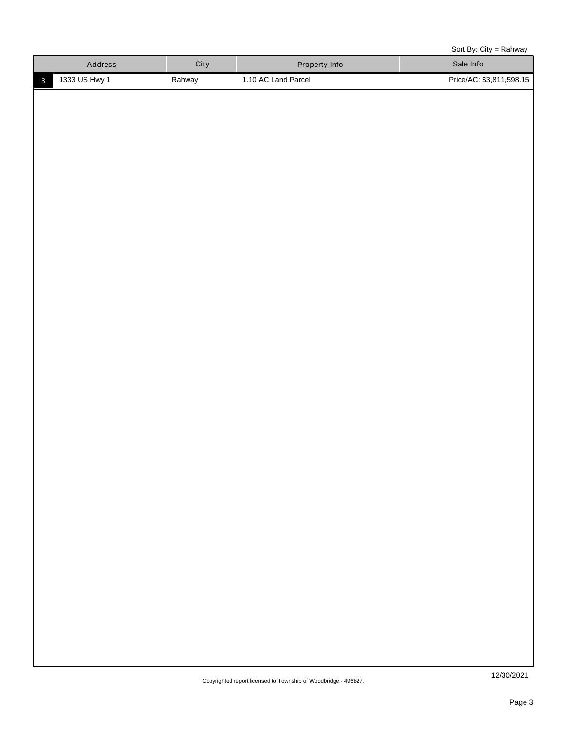Sort By: City = Rahway

| | Address | City | Property Info | Sale Info |
|---|---|---|---|---|
| 3 | 1333 US Hwy 1 | Rahway | 1.10 AC Land Parcel | Price/AC: $3,811,598.15 |

12/30/2021

Copyrighted report licensed to Township of Woodbridge - 496827.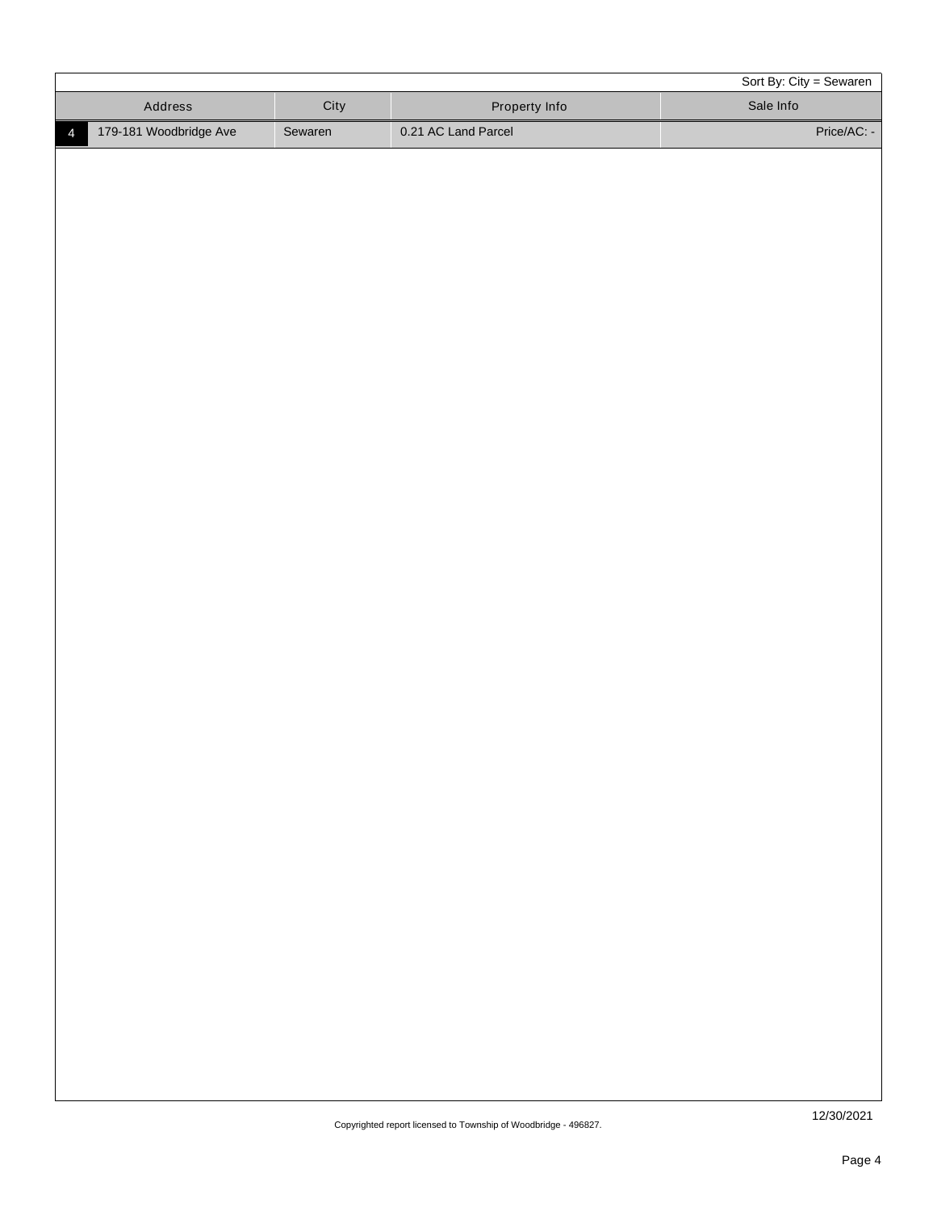Sort By: City = Sewaren

| | Address | City | Property Info | Sale Info |
|---|---|---|---|---|
| 4 | 179-181 Woodbridge Ave | Sewaren | 0.21 AC Land Parcel | Price/AC: - |

Copyrighted report licensed to Township of Woodbridge - 496827.

12/30/2021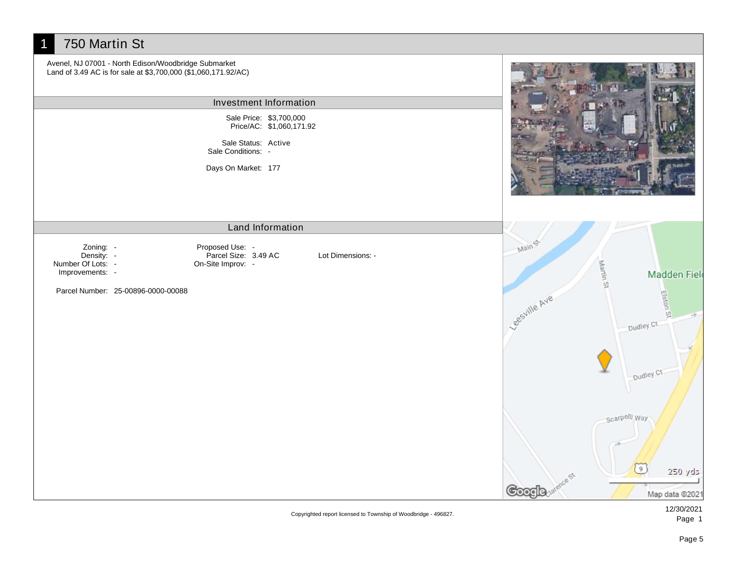# 1 750 Martin St

Avenel, NJ 07001 - North Edison/Woodbridge Submarket
Land of 3.49 AC is for sale at $3,700,000 ($1,060,171.92/AC)

## Investment Information

Sale Price: $3,700,000
Price/AC: $1,060,171.92

Sale Status: Active
Sale Conditions: -

Days On Market: 177

## Land Information

| | | | | | |
|---|---|---|---|---|---|
| Zoning: | - | Proposed Use: | - | Lot Dimensions: | - |
| Density: | - | Parcel Size: | 3.49 AC | | |
| Number Of Lots: | - | On-Site Improv: | - | | |
| Improvements: | - | | | | |

Parcel Number: 25-00896-0000-00088

Copyrighted report licensed to Township of Woodbridge - 496827.

12/30/2021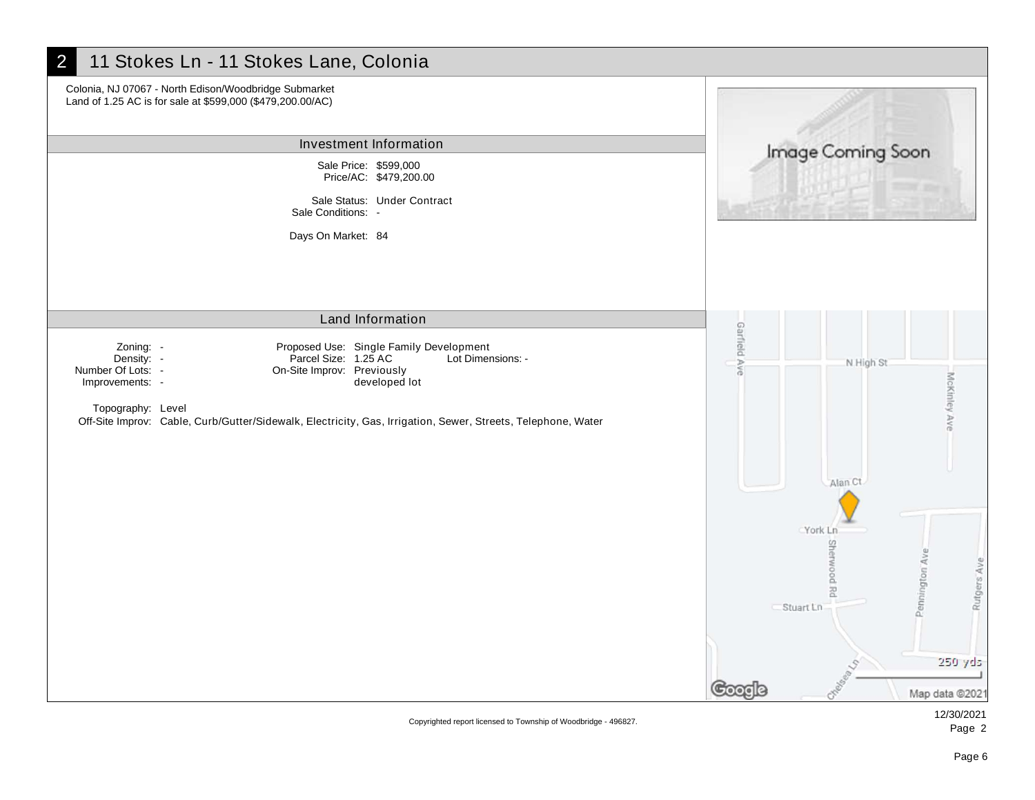## 2 11 Stokes Ln - 11 Stokes Lane, Colonia

Colonia, NJ 07067 - North Edison/Woodbridge Submarket
Land of 1.25 AC is for sale at $599,000 ($479,200.00/AC)

### Investment Information

Sale Price: $599,000
Price/AC: $479,200.00

Sale Status: Under Contract
Sale Conditions: -

Days On Market: 84

### Land Information

Zoning: -
Density: -
Number Of Lots: -
Improvements: -

Proposed Use: Single Family Development
Parcel Size: 1.25 AC
Lot Dimensions: -
On-Site Improv: Previously developed lot

Topography: Level
Off-Site Improv: Cable, Curb/Gutter/Sidewalk, Electricity, Gas, Irrigation, Sewer, Streets, Telephone, Water

Copyrighted report licensed to Township of Woodbridge - 496827.

12/30/2021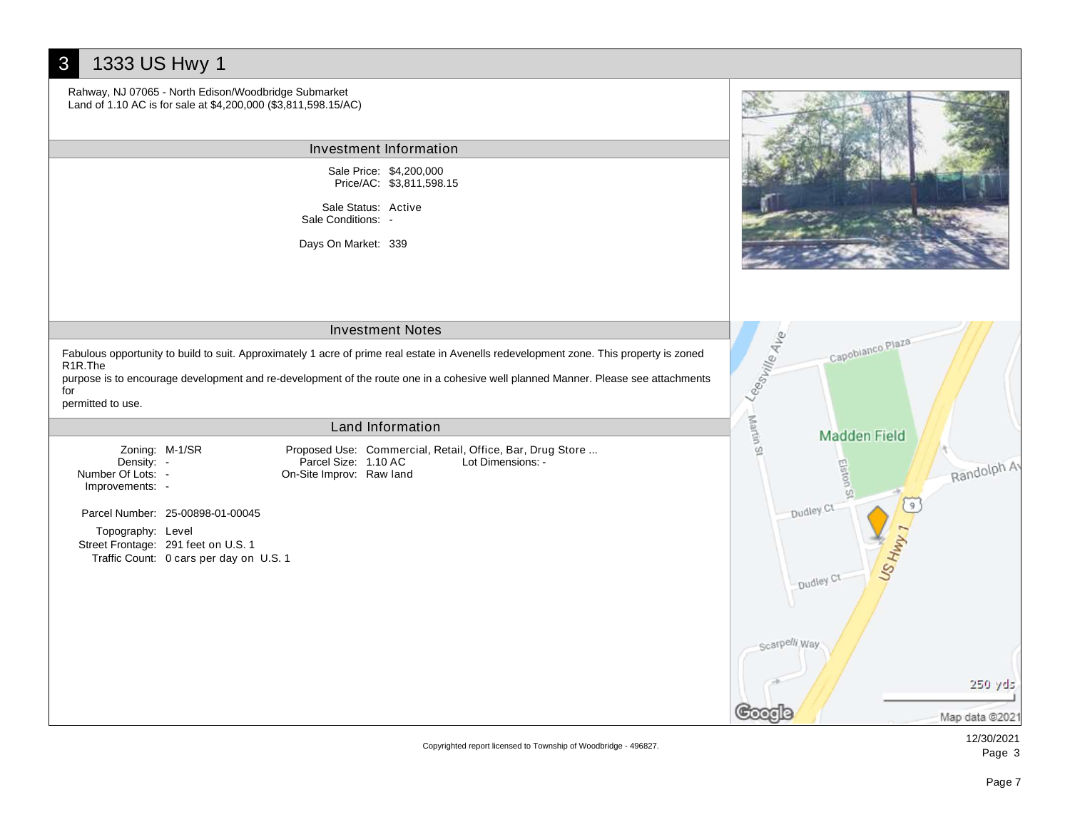# 3 1333 US Hwy 1

Rahway, NJ 07065 - North Edison/Woodbridge Submarket
Land of 1.10 AC is for sale at $4,200,000 ($3,811,598.15/AC)

## Investment Information

Sale Price: $4,200,000
Price/AC: $3,811,598.15

Sale Status: Active
Sale Conditions: -

Days On Market: 339

## Investment Notes

Fabulous opportunity to build to suit. Approximately 1 acre of prime real estate in Avenells redevelopment zone. This property is zoned R1R.The
purpose is to encourage development and re-development of the route one in a cohesive well planned Manner. Please see attachments for
permitted to use.

## Land Information

Zoning: M-1/SR
Density: -
Number Of Lots: -
Improvements: -

Proposed Use: Commercial, Retail, Office, Bar, Drug Store ...
Parcel Size: 1.10 AC
On-Site Improv: Raw land
Lot Dimensions: -

Parcel Number: 25-00898-01-00045

Topography: Level
Street Frontage: 291 feet on U.S. 1
Traffic Count: 0 cars per day on U.S. 1

Copyrighted report licensed to Township of Woodbridge - 496827.

12/30/2021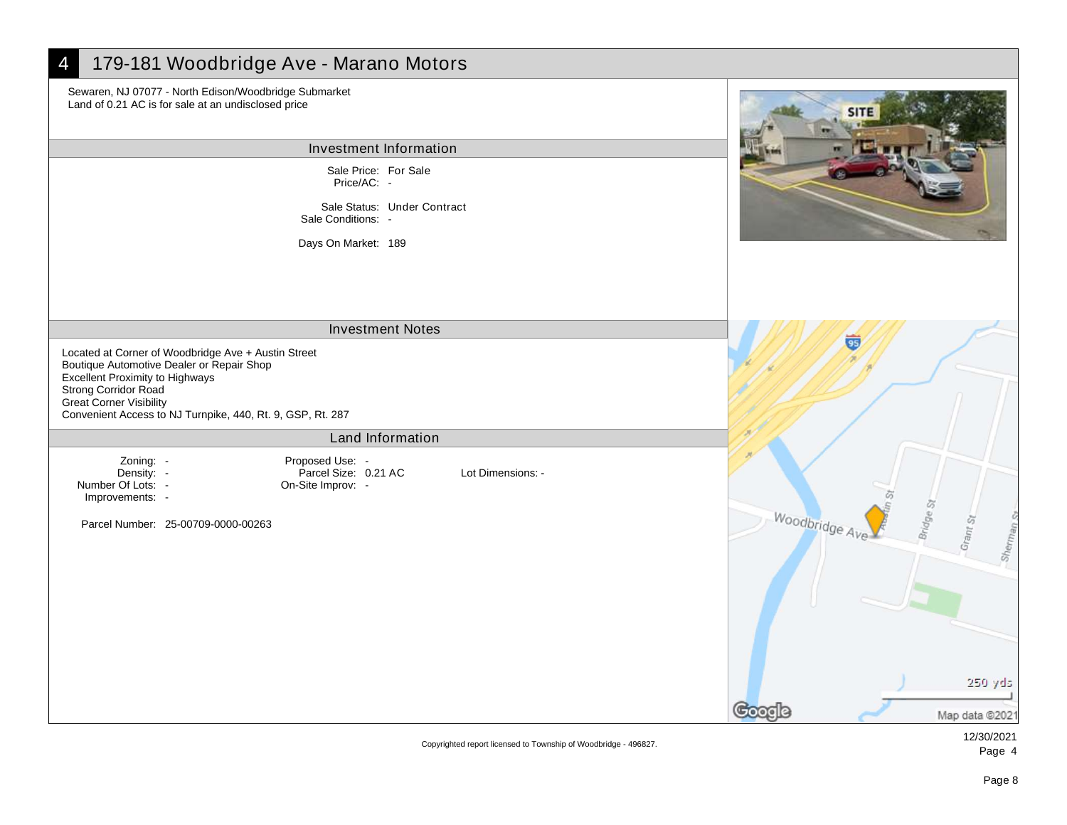# 4 179-181 Woodbridge Ave - Marano Motors

Sewaren, NJ 07077 - North Edison/Woodbridge Submarket
Land of 0.21 AC is for sale at an undisclosed price

## Investment Information

Sale Price: For Sale
Price/AC: -

Sale Status: Under Contract
Sale Conditions: -

Days On Market: 189

## Investment Notes

Located at Corner of Woodbridge Ave + Austin Street
Boutique Automotive Dealer or Repair Shop
Excellent Proximity to Highways
Strong Corridor Road
Great Corner Visibility
Convenient Access to NJ Turnpike, 440, Rt. 9, GSP, Rt. 287

## Land Information

| | | | | | |
|---|---|---|---|---|---|
| Zoning: | - | Proposed Use: | - | | |
| Density: | - | Parcel Size: | 0.21 AC | Lot Dimensions: | - |
| Number Of Lots: | - | On-Site Improv: | - | | |
| Improvements: | - | | | | |

Parcel Number: 25-00709-0000-00263

Copyrighted report licensed to Township of Woodbridge - 496827.

12/30/2021